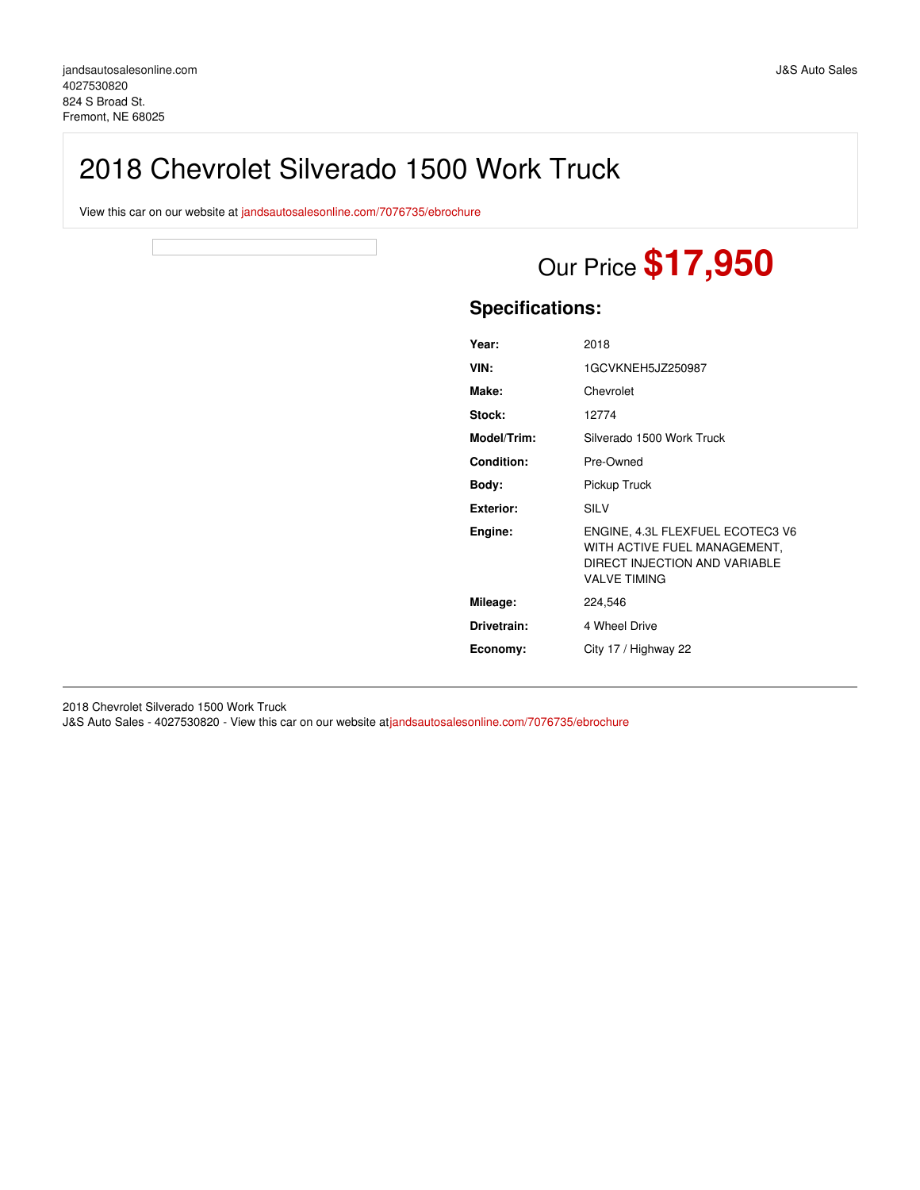jandsautosalesonline.com
4027530820
824 S Broad St.
Fremont, NE 68025

J&S Auto Sales

# 2018 Chevrolet Silverado 1500 Work Truck

View this car on our website at jandsautosalesonline.com/7076735/ebrochure

Our Price **$17,950**

## Specifications:

| | |
|---|---|
| **Year:** | 2018 |
| **VIN:** | 1GCVKNEH5JZ250987 |
| **Make:** | Chevrolet |
| **Stock:** | 12774 |
| **Model/Trim:** | Silverado 1500 Work Truck |
| **Condition:** | Pre-Owned |
| **Body:** | Pickup Truck |
| **Exterior:** | SILV |
| **Engine:** | ENGINE, 4.3L FLEXFUEL ECOTEC3 V6 WITH ACTIVE FUEL MANAGEMENT, DIRECT INJECTION AND VARIABLE VALVE TIMING |
| **Mileage:** | 224,546 |
| **Drivetrain:** | 4 Wheel Drive |
| **Economy:** | City 17 / Highway 22 |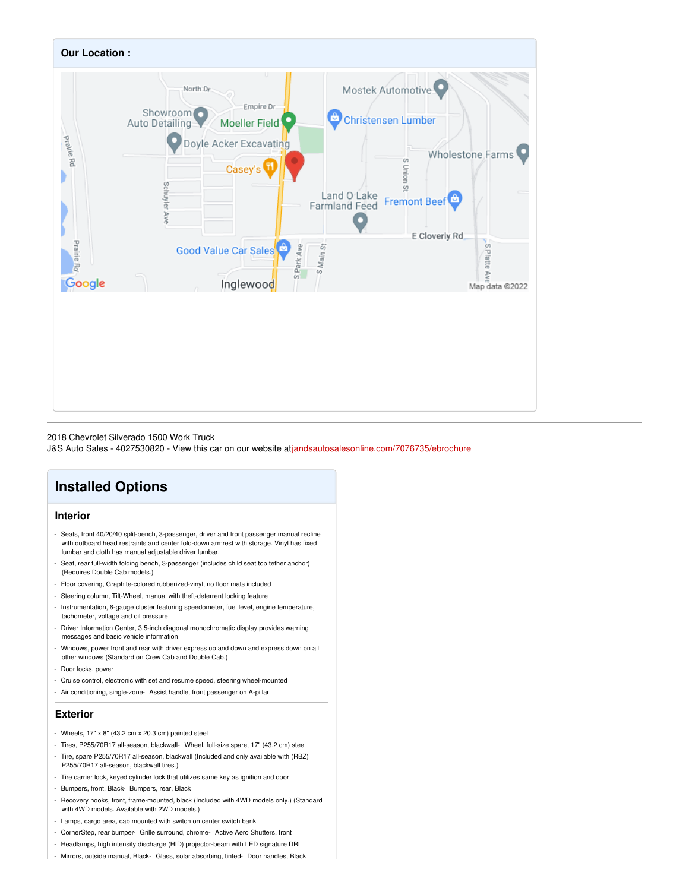## Our Location :

2018 Chevrolet Silverado 1500 Work Truck
J&S Auto Sales - 4027530820 - View this car on our website atjandsautosalesonline.com/7076735/ebrochure

# Installed Options

## Interior

- Seats, front 40/20/40 split-bench, 3-passenger, driver and front passenger manual recline with outboard head restraints and center fold-down armrest with storage. Vinyl has fixed lumbar and cloth has manual adjustable driver lumbar.
- Seat, rear full-width folding bench, 3-passenger (includes child seat top tether anchor) (Requires Double Cab models.)
- Floor covering, Graphite-colored rubberized-vinyl, no floor mats included
- Steering column, Tilt-Wheel, manual with theft-deterrent locking feature
- Instrumentation, 6-gauge cluster featuring speedometer, fuel level, engine temperature, tachometer, voltage and oil pressure
- Driver Information Center, 3.5-inch diagonal monochromatic display provides warning messages and basic vehicle information
- Windows, power front and rear with driver express up and down and express down on all other windows (Standard on Crew Cab and Double Cab.)
- Door locks, power
- Cruise control, electronic with set and resume speed, steering wheel-mounted
- Air conditioning, single-zone- Assist handle, front passenger on A-pillar

## Exterior

- Wheels, 17" x 8" (43.2 cm x 20.3 cm) painted steel
- Tires, P255/70R17 all-season, blackwall- Wheel, full-size spare, 17" (43.2 cm) steel
- Tire, spare P255/70R17 all-season, blackwall (Included and only available with (RBZ) P255/70R17 all-season, blackwall tires.)
- Tire carrier lock, keyed cylinder lock that utilizes same key as ignition and door
- Bumpers, front, Black- Bumpers, rear, Black
- Recovery hooks, front, frame-mounted, black (Included with 4WD models only.) (Standard with 4WD models. Available with 2WD models.)
- Lamps, cargo area, cab mounted with switch on center switch bank
- CornerStep, rear bumper- Grille surround, chrome- Active Aero Shutters, front
- Headlamps, high intensity discharge (HID) projector-beam with LED signature DRL
- Mirrors, outside manual, Black- Glass, solar absorbing, tinted- Door handles, Black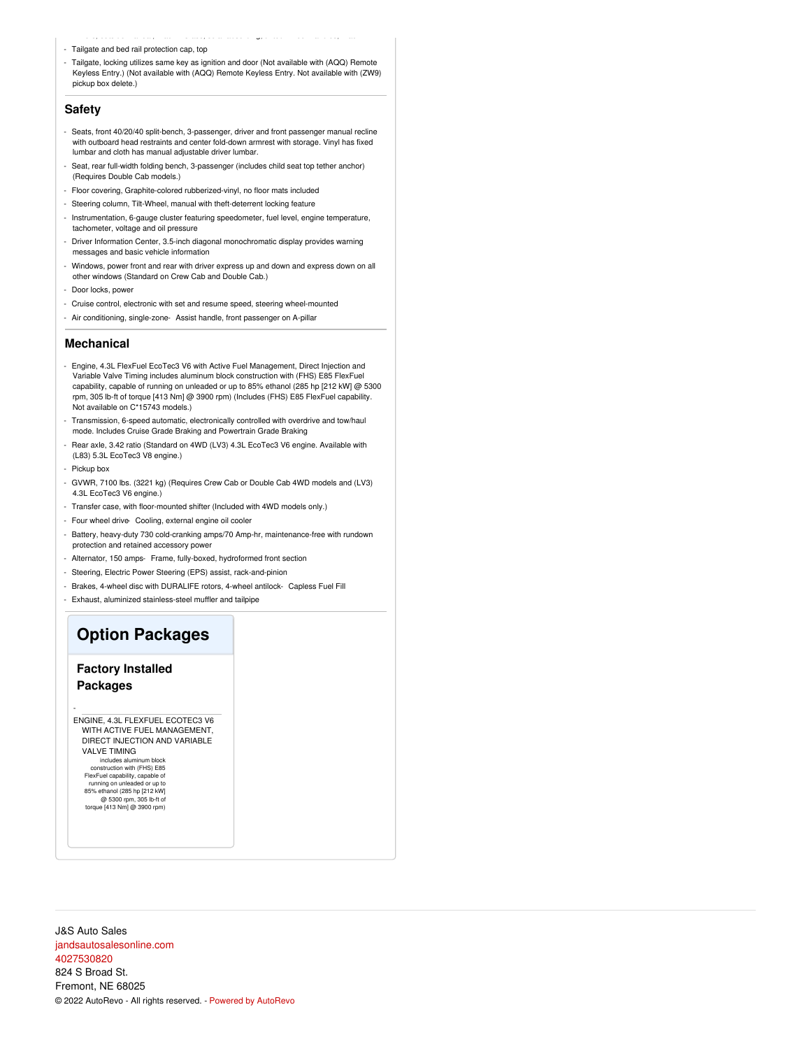- Tailgate and bed rail protection cap, top
- Tailgate, locking utilizes same key as ignition and door (Not available with (AQQ) Remote Keyless Entry.) (Not available with (AQQ) Remote Keyless Entry. Not available with (ZW9) pickup box delete.)

## Safety

- Seats, front 40/20/40 split-bench, 3-passenger, driver and front passenger manual recline with outboard head restraints and center fold-down armrest with storage. Vinyl has fixed lumbar and cloth has manual adjustable driver lumbar.
- Seat, rear full-width folding bench, 3-passenger (includes child seat top tether anchor) (Requires Double Cab models.)
- Floor covering, Graphite-colored rubberized-vinyl, no floor mats included
- Steering column, Tilt-Wheel, manual with theft-deterrent locking feature
- Instrumentation, 6-gauge cluster featuring speedometer, fuel level, engine temperature, tachometer, voltage and oil pressure
- Driver Information Center, 3.5-inch diagonal monochromatic display provides warning messages and basic vehicle information
- Windows, power front and rear with driver express up and down and express down on all other windows (Standard on Crew Cab and Double Cab.)
- Door locks, power
- Cruise control, electronic with set and resume speed, steering wheel-mounted
- Air conditioning, single-zone- Assist handle, front passenger on A-pillar

## Mechanical

- Engine, 4.3L FlexFuel EcoTec3 V6 with Active Fuel Management, Direct Injection and Variable Valve Timing includes aluminum block construction with (FHS) E85 FlexFuel capability, capable of running on unleaded or up to 85% ethanol (285 hp [212 kW] @ 5300 rpm, 305 lb-ft of torque [413 Nm] @ 3900 rpm) (Includes (FHS) E85 FlexFuel capability. Not available on C*15743 models.)
- Transmission, 6-speed automatic, electronically controlled with overdrive and tow/haul mode. Includes Cruise Grade Braking and Powertrain Grade Braking
- Rear axle, 3.42 ratio (Standard on 4WD (LV3) 4.3L EcoTec3 V6 engine. Available with (L83) 5.3L EcoTec3 V8 engine.)
- Pickup box
- GVWR, 7100 lbs. (3221 kg) (Requires Crew Cab or Double Cab 4WD models and (LV3) 4.3L EcoTec3 V6 engine.)
- Transfer case, with floor-mounted shifter (Included with 4WD models only.)
- Four wheel drive- Cooling, external engine oil cooler
- Battery, heavy-duty 730 cold-cranking amps/70 Amp-hr, maintenance-free with rundown protection and retained accessory power
- Alternator, 150 amps- Frame, fully-boxed, hydroformed front section
- Steering, Electric Power Steering (EPS) assist, rack-and-pinion
- Brakes, 4-wheel disc with DURALIFE rotors, 4-wheel antilock- Capless Fuel Fill
- Exhaust, aluminized stainless-steel muffler and tailpipe

# Option Packages

### Factory Installed Packages

-

ENGINE, 4.3L FLEXFUEL ECOTEC3 V6 WITH ACTIVE FUEL MANAGEMENT, DIRECT INJECTION AND VARIABLE VALVE TIMING

includes aluminum block construction with (FHS) E85 FlexFuel capability, capable of running on unleaded or up to 85% ethanol (285 hp [212 kW] @ 5300 rpm, 305 lb-ft of torque [413 Nm] @ 3900 rpm)

J&S Auto Sales
jandsautosalesonline.com
4027530820
824 S Broad St.
Fremont, NE 68025
© 2022 AutoRevo - All rights reserved. - Powered by AutoRevo